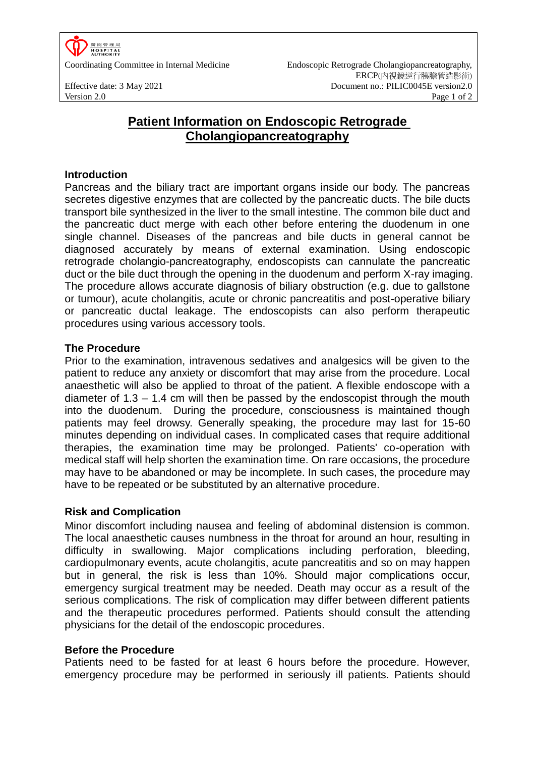# Patient Information on Endoscopic Retrograde Cholangiopancreatography

## Introduction

Pancreas and the biliary tract are important organs inside our body. The pancreas secretes digestive enzymes that are collected by the pancreatic ducts. The bile ducts transport bile synthesized in the liver to the small intestine. The common bile duct and the pancreatic duct merge with each other before entering the duodenum in one single channel. Diseases of the pancreas and bile ducts in general cannot be diagnosed accurately by means of external examination. Using endoscopic retrograde cholangio-pancreatography, endoscopists can cannulate the pancreatic duct or the bile duct through the opening in the duodenum and perform X-ray imaging. The procedure allows accurate diagnosis of biliary obstruction (e.g. due to gallstone or tumour), acute cholangitis, acute or chronic pancreatitis and post-operative biliary or pancreatic ductal leakage. The endoscopists can also perform therapeutic procedures using various accessory tools.

## The Procedure

Prior to the examination, intravenous sedatives and analgesics will be given to the patient to reduce any anxiety or discomfort that may arise from the procedure. Local anaesthetic will also be applied to throat of the patient. A flexible endoscope with a diameter of 1.3 – 1.4 cm will then be passed by the endoscopist through the mouth into the duodenum. During the procedure, consciousness is maintained though patients may feel drowsy. Generally speaking, the procedure may last for 15-60 minutes depending on individual cases. In complicated cases that require additional therapies, the examination time may be prolonged. Patients' co-operation with medical staff will help shorten the examination time. On rare occasions, the procedure may have to be abandoned or may be incomplete. In such cases, the procedure may have to be repeated or be substituted by an alternative procedure.

## Risk and Complication

Minor discomfort including nausea and feeling of abdominal distension is common. The local anaesthetic causes numbness in the throat for around an hour, resulting in difficulty in swallowing. Major complications including perforation, bleeding, cardiopulmonary events, acute cholangitis, acute pancreatitis and so on may happen but in general, the risk is less than 10%. Should major complications occur, emergency surgical treatment may be needed. Death may occur as a result of the serious complications. The risk of complication may differ between different patients and the therapeutic procedures performed. Patients should consult the attending physicians for the detail of the endoscopic procedures.

## Before the Procedure

Patients need to be fasted for at least 6 hours before the procedure. However, emergency procedure may be performed in seriously ill patients. Patients should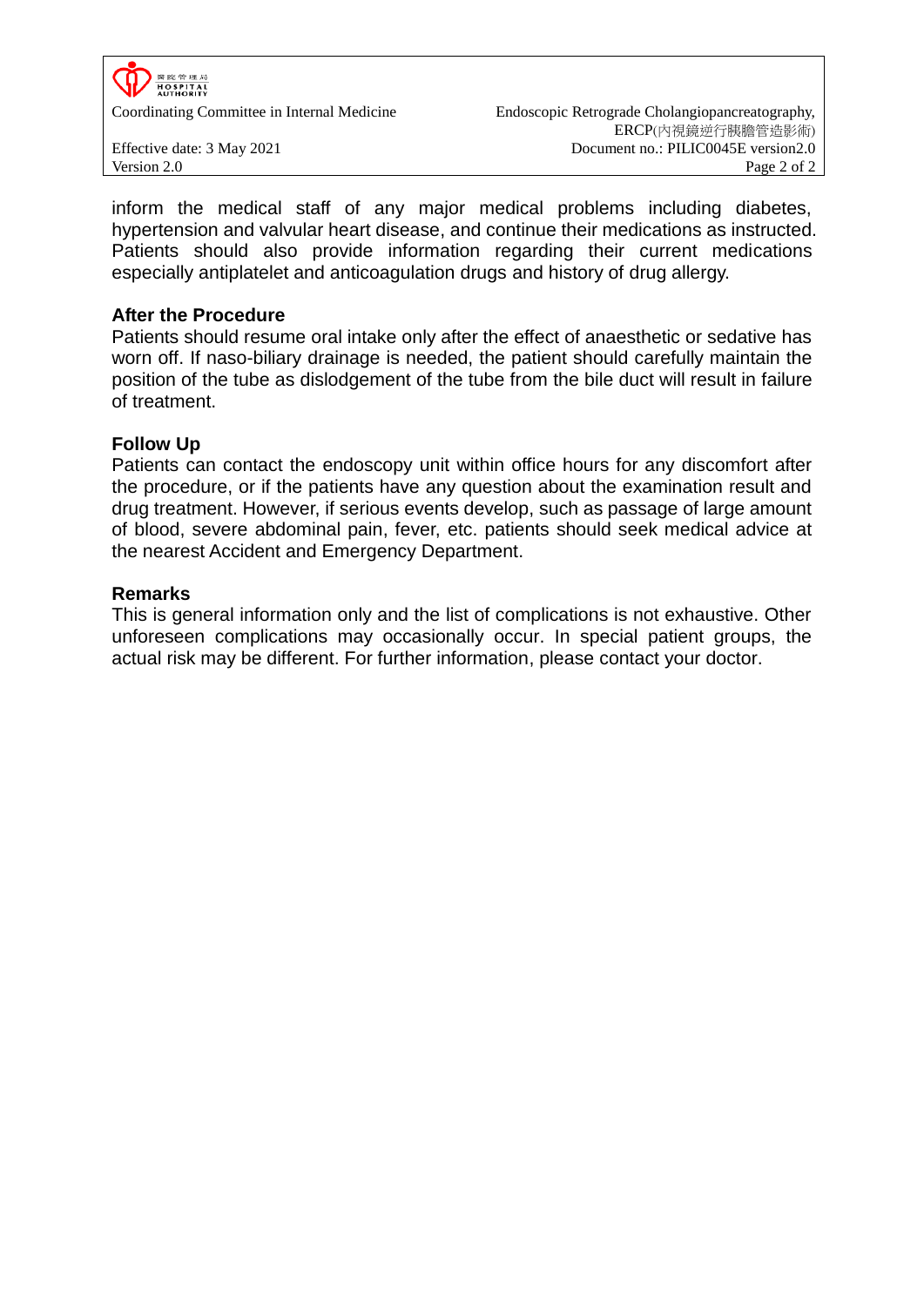inform the medical staff of any major medical problems including diabetes, hypertension and valvular heart disease, and continue their medications as instructed. Patients should also provide information regarding their current medications especially antiplatelet and anticoagulation drugs and history of drug allergy.

## After the Procedure

Patients should resume oral intake only after the effect of anaesthetic or sedative has worn off. If naso-biliary drainage is needed, the patient should carefully maintain the position of the tube as dislodgement of the tube from the bile duct will result in failure of treatment.

## Follow Up

Patients can contact the endoscopy unit within office hours for any discomfort after the procedure, or if the patients have any question about the examination result and drug treatment. However, if serious events develop, such as passage of large amount of blood, severe abdominal pain, fever, etc. patients should seek medical advice at the nearest Accident and Emergency Department.

## Remarks

This is general information only and the list of complications is not exhaustive. Other unforeseen complications may occasionally occur. In special patient groups, the actual risk may be different. For further information, please contact your doctor.